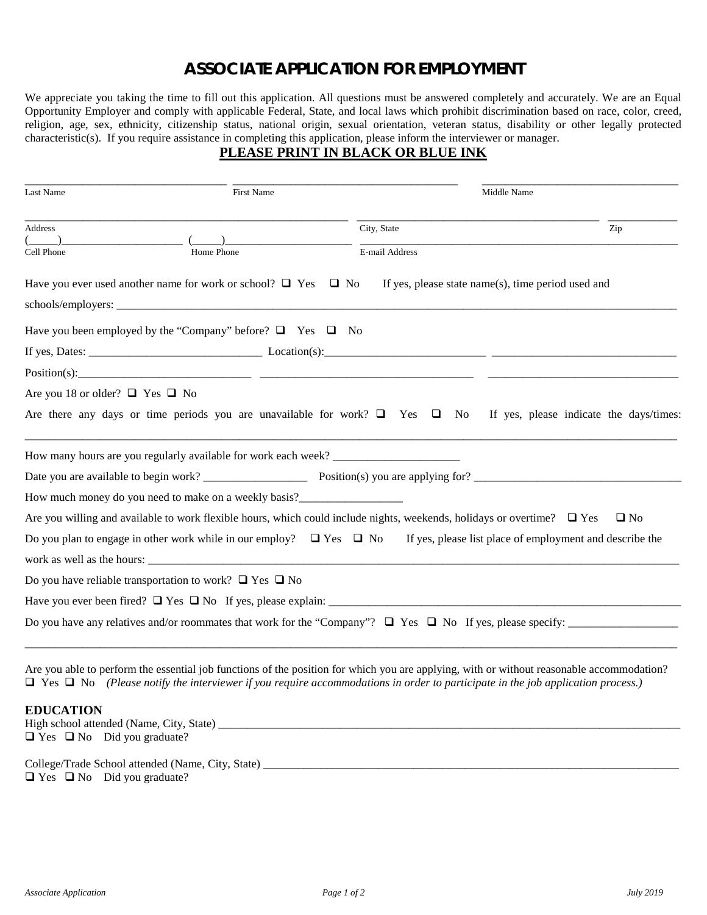# ASSOCIATE APPLICATION FOR EMPLOYMENT

We appreciate you taking the time to fill out this application. All questions must be answered completely and accurately. We are an Equal Opportunity Employer and comply with applicable Federal, State, and local laws which prohibit discrimination based on race, color, creed, religion, age, sex, ethnicity, citizenship status, national origin, sexual orientation, veteran status, disability or other legally protected characteristic(s). If you require assistance in completing this application, please inform the interviewer or manager.

**PLEASE PRINT IN BLACK OR BLUE INK**

___________________________________ ______________________________________ __________________________________
Last Name First Name Middle Name

_______________________________________________________ _________________________________________ ___________
Address City, State Zip

(_____)_____________________ (_____)______________________ ________________________________________________________
Cell Phone Home Phone E-mail Address

Have you ever used another name for work or school? ❑ Yes ❑ No If yes, please state name(s), time period used and schools/employers: ____________________________________________________________________________________________________

Have you been employed by the "Company" before? ❑ Yes ❑ No

If yes, Dates: _____________________________ Location(s):___________________________ _______________________________

Position(s):_____________________________ ____________________________________ _________________________________

Are you 18 or older? ❑ Yes ❑ No

Are there any days or time periods you are unavailable for work? ❑ Yes ❑ No If yes, please indicate the days/times: ________________________________________________________________________________________________________________

How many hours are you regularly available for work each week? ______________________

Date you are available to begin work? _________________ Position(s) you are applying for? ___________________________________

How much money do you need to make on a weekly basis?_________________

Are you willing and available to work flexible hours, which could include nights, weekends, holidays or overtime? ❑ Yes ❑ No

Do you plan to engage in other work while in our employ? ❑ Yes ❑ No If yes, please list place of employment and describe the work as well as the hours: ______________________________________________________________________________________________

Do you have reliable transportation to work? ❑ Yes ❑ No

Have you ever been fired? ❑ Yes ❑ No If yes, please explain: ______________________________________________________________

Do you have any relatives and/or roommates that work for the "Company"? ❑ Yes ❑ No If yes, please specify: __________________
________________________________________________________________________________________________________________

Are you able to perform the essential job functions of the position for which you are applying, with or without reasonable accommodation?
❑ Yes ❑ No *(Please notify the interviewer if you require accommodations in order to participate in the job application process.)*

**EDUCATION**

High school attended (Name, City, State) __________________________________________________________________________
❑ Yes ❑ No Did you graduate?

College/Trade School attended (Name, City, State) __________________________________________________________________
❑ Yes ❑ No Did you graduate?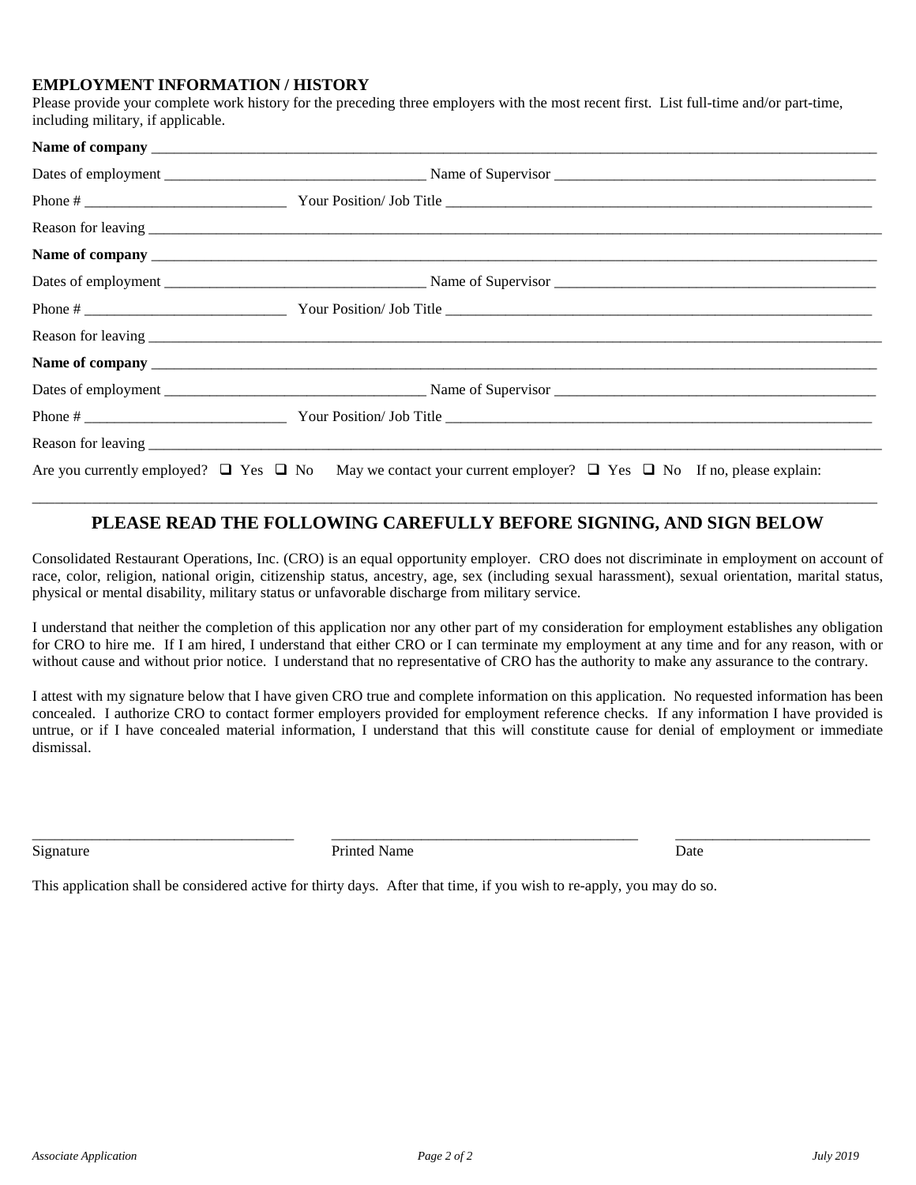**EMPLOYMENT INFORMATION / HISTORY**

Please provide your complete work history for the preceding three employers with the most recent first. List full-time and/or part-time, including military, if applicable.

**Name of company** ____________________________________________

Dates of employment ____________________ Name of Supervisor ____________________

Phone # ____________________ Your Position/ Job Title ____________________

Reason for leaving ____________________________________________

**Name of company** ____________________________________________

Dates of employment ____________________ Name of Supervisor ____________________

Phone # ____________________ Your Position/ Job Title ____________________

Reason for leaving ____________________________________________

**Name of company** ____________________________________________

Dates of employment ____________________ Name of Supervisor ____________________

Phone # ____________________ Your Position/ Job Title ____________________

Reason for leaving ____________________________________________

Are you currently employed? ❑ Yes ❑ No May we contact your current employer? ❑ Yes ❑ No If no, please explain:

____________________________________________

## PLEASE READ THE FOLLOWING CAREFULLY BEFORE SIGNING, AND SIGN BELOW

Consolidated Restaurant Operations, Inc. (CRO) is an equal opportunity employer. CRO does not discriminate in employment on account of race, color, religion, national origin, citizenship status, ancestry, age, sex (including sexual harassment), sexual orientation, marital status, physical or mental disability, military status or unfavorable discharge from military service.

I understand that neither the completion of this application nor any other part of my consideration for employment establishes any obligation for CRO to hire me. If I am hired, I understand that either CRO or I can terminate my employment at any time and for any reason, with or without cause and without prior notice. I understand that no representative of CRO has the authority to make any assurance to the contrary.

I attest with my signature below that I have given CRO true and complete information on this application. No requested information has been concealed. I authorize CRO to contact former employers provided for employment reference checks. If any information I have provided is untrue, or if I have concealed material information, I understand that this will constitute cause for denial of employment or immediate dismissal.

____________________ ____________________ ____________________

Signature Printed Name Date

This application shall be considered active for thirty days. After that time, if you wish to re-apply, you may do so.